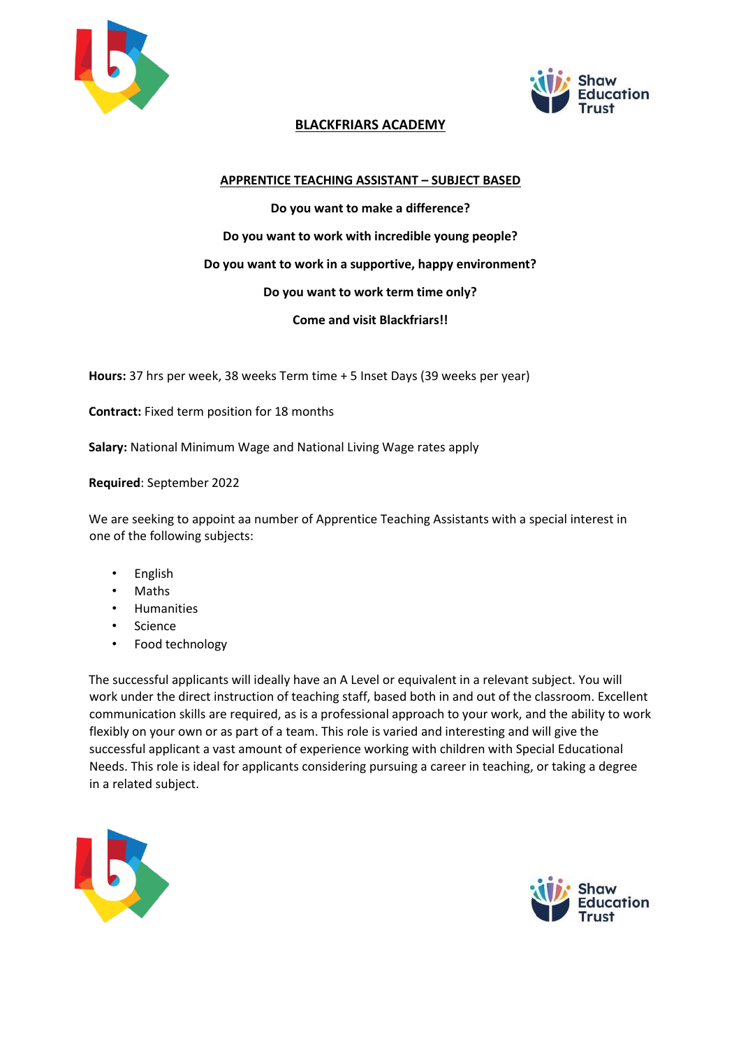# BLACKFRIARS ACADEMY

## APPRENTICE TEACHING ASSISTANT – SUBJECT BASED

**Do you want to make a difference?**

**Do you want to work with incredible young people?**

**Do you want to work in a supportive, happy environment?**

**Do you want to work term time only?**

**Come and visit Blackfriars!!**

**Hours:** 37 hrs per week, 38 weeks Term time + 5 Inset Days (39 weeks per year)

**Contract:** Fixed term position for 18 months

**Salary:** National Minimum Wage and National Living Wage rates apply

**Required**: September 2022

We are seeking to appoint aa number of Apprentice Teaching Assistants with a special interest in one of the following subjects:

- English
- Maths
- Humanities
- Science
- Food technology

The successful applicants will ideally have an A Level or equivalent in a relevant subject. You will work under the direct instruction of teaching staff, based both in and out of the classroom. Excellent communication skills are required, as is a professional approach to your work, and the ability to work flexibly on your own or as part of a team. This role is varied and interesting and will give the successful applicant a vast amount of experience working with children with Special Educational Needs. This role is ideal for applicants considering pursuing a career in teaching, or taking a degree in a related subject.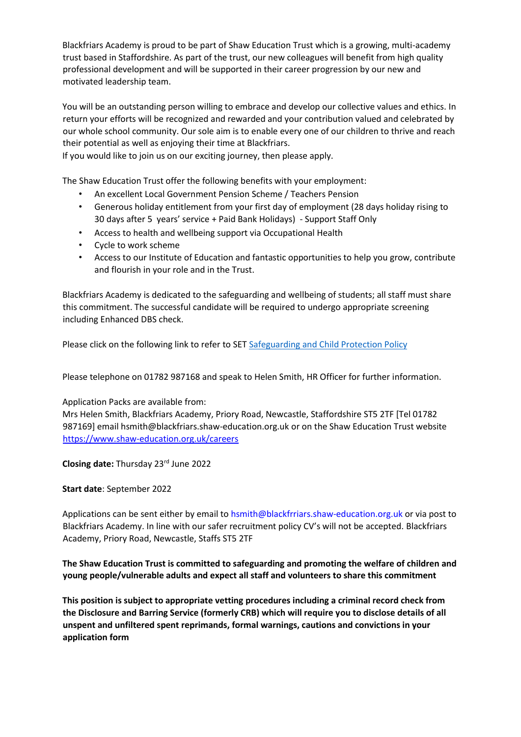Blackfriars Academy is proud to be part of Shaw Education Trust which is a growing, multi-academy trust based in Staffordshire. As part of the trust, our new colleagues will benefit from high quality professional development and will be supported in their career progression by our new and motivated leadership team.

You will be an outstanding person willing to embrace and develop our collective values and ethics. In return your efforts will be recognized and rewarded and your contribution valued and celebrated by our whole school community. Our sole aim is to enable every one of our children to thrive and reach their potential as well as enjoying their time at Blackfriars.
If you would like to join us on our exciting journey, then please apply.

The Shaw Education Trust offer the following benefits with your employment:

- An excellent Local Government Pension Scheme / Teachers Pension
- Generous holiday entitlement from your first day of employment (28 days holiday rising to 30 days after 5 years' service + Paid Bank Holidays) - Support Staff Only
- Access to health and wellbeing support via Occupational Health
- Cycle to work scheme
- Access to our Institute of Education and fantastic opportunities to help you grow, contribute and flourish in your role and in the Trust.

Blackfriars Academy is dedicated to the safeguarding and wellbeing of students; all staff must share this commitment. The successful candidate will be required to undergo appropriate screening including Enhanced DBS check.

Please click on the following link to refer to SET [Safeguarding and Child Protection Policy]

Please telephone on 01782 987168 and speak to Helen Smith, HR Officer for further information.

Application Packs are available from:
Mrs Helen Smith, Blackfriars Academy, Priory Road, Newcastle, Staffordshire ST5 2TF [Tel 01782 987169] email hsmith@blackfriars.shaw-education.org.uk or on the Shaw Education Trust website https://www.shaw-education.org.uk/careers

**Closing date:** Thursday 23rd June 2022

**Start date**: September 2022

Applications can be sent either by email to hsmith@blackfrriars.shaw-education.org.uk or via post to Blackfriars Academy. In line with our safer recruitment policy CV's will not be accepted. Blackfriars Academy, Priory Road, Newcastle, Staffs ST5 2TF

**The Shaw Education Trust is committed to safeguarding and promoting the welfare of children and young people/vulnerable adults and expect all staff and volunteers to share this commitment**

**This position is subject to appropriate vetting procedures including a criminal record check from the Disclosure and Barring Service (formerly CRB) which will require you to disclose details of all unspent and unfiltered spent reprimands, formal warnings, cautions and convictions in your application form**